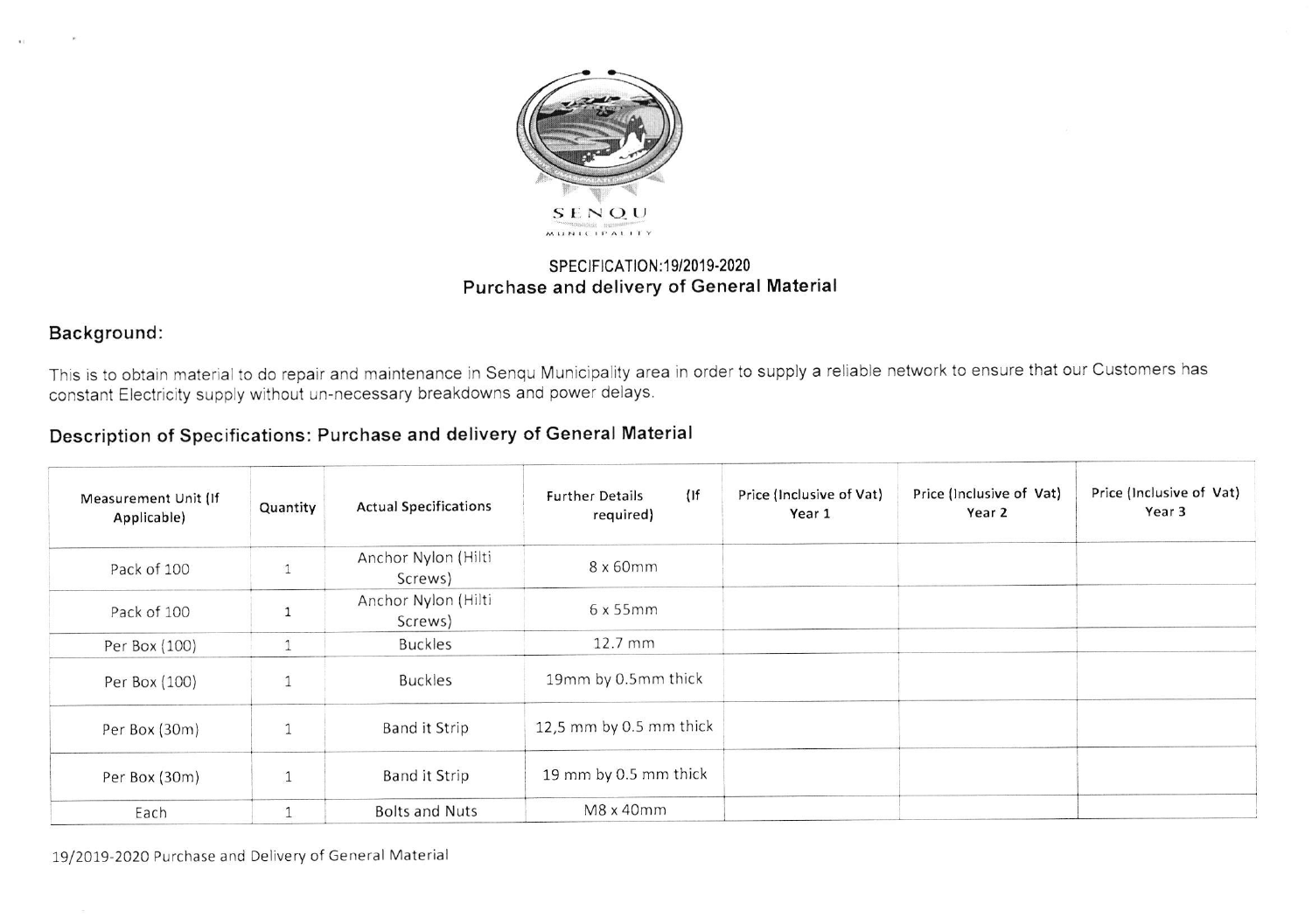SENQU MUNICIPALITY

## SPECIFICATION:19/2019-2020
## Purchase and delivery of General Material

### Background:

This is to obtain material to do repair and maintenance in Senqu Municipality area in order to supply a reliable network to ensure that our Customers has constant Electricity supply without un-necessary breakdowns and power delays.

### Description of Specifications: Purchase and delivery of General Material

| Measurement Unit (If Applicable) | Quantity | Actual Specifications | Further Details (If required) | Price (Inclusive of Vat) Year 1 | Price (Inclusive of Vat) Year 2 | Price (Inclusive of Vat) Year 3 |
|---|---|---|---|---|---|---|
| Pack of 100 | 1 | Anchor Nylon (Hilti Screws) | 8 x 60mm | | | |
| Pack of 100 | 1 | Anchor Nylon (Hilti Screws) | 6 x 55mm | | | |
| Per Box (100) | 1 | Buckles | 12.7 mm | | | |
| Per Box (100) | 1 | Buckles | 19mm by 0.5mm thick | | | |
| Per Box (30m) | 1 | Band it Strip | 12,5 mm by 0.5 mm thick | | | |
| Per Box (30m) | 1 | Band it Strip | 19 mm by 0.5 mm thick | | | |
| Each | 1 | Bolts and Nuts | M8 x 40mm | | | |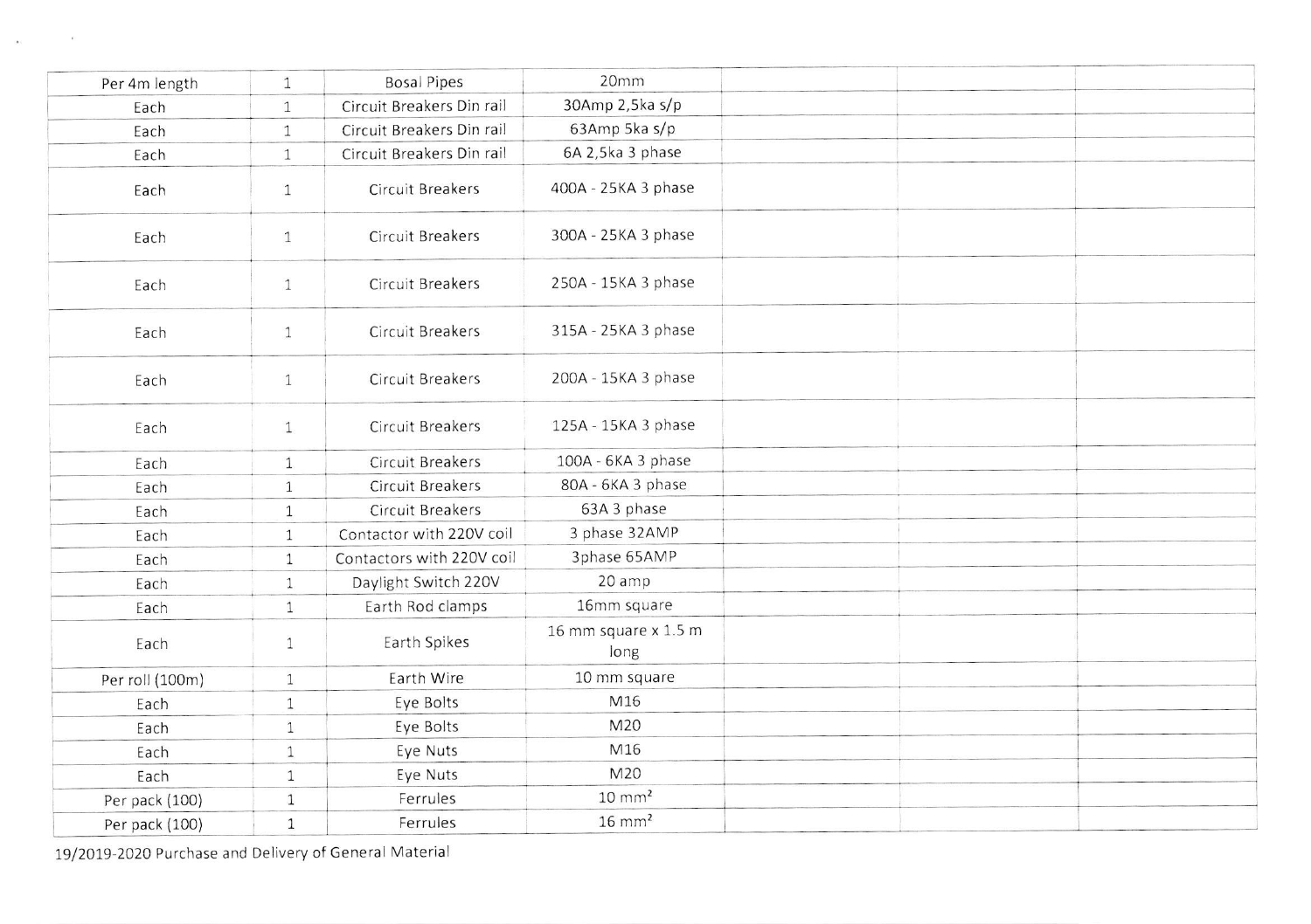| | | | | | | |
|---|---|---|---|---|---|---|
| Per 4m length | 1 | Bosal Pipes | 20mm | | | |
| Each | 1 | Circuit Breakers Din rail | 30Amp 2,5ka s/p | | | |
| Each | 1 | Circuit Breakers Din rail | 63Amp 5ka s/p | | | |
| Each | 1 | Circuit Breakers Din rail | 6A 2,5ka 3 phase | | | |
| Each | 1 | Circuit Breakers | 400A - 25KA 3 phase | | | |
| Each | 1 | Circuit Breakers | 300A - 25KA 3 phase | | | |
| Each | 1 | Circuit Breakers | 250A - 15KA 3 phase | | | |
| Each | 1 | Circuit Breakers | 315A - 25KA 3 phase | | | |
| Each | 1 | Circuit Breakers | 200A - 15KA 3 phase | | | |
| Each | 1 | Circuit Breakers | 125A - 15KA 3 phase | | | |
| Each | 1 | Circuit Breakers | 100A - 6KA 3 phase | | | |
| Each | 1 | Circuit Breakers | 80A - 6KA 3 phase | | | |
| Each | 1 | Circuit Breakers | 63A 3 phase | | | |
| Each | 1 | Contactor with 220V coil | 3 phase 32AMP | | | |
| Each | 1 | Contactors with 220V coil | 3phase 65AMP | | | |
| Each | 1 | Daylight Switch 220V | 20 amp | | | |
| Each | 1 | Earth Rod clamps | 16mm square | | | |
| Each | 1 | Earth Spikes | 16 mm square x 1.5 m long | | | |
| Per roll (100m) | 1 | Earth Wire | 10 mm square | | | |
| Each | 1 | Eye Bolts | M16 | | | |
| Each | 1 | Eye Bolts | M20 | | | |
| Each | 1 | Eye Nuts | M16 | | | |
| Each | 1 | Eye Nuts | M20 | | | |
| Per pack (100) | 1 | Ferrules | 10 $mm^2$ | | | |
| Per pack (100) | 1 | Ferrules | 16 $mm^2$ | | | |

19/2019-2020 Purchase and Delivery of General Material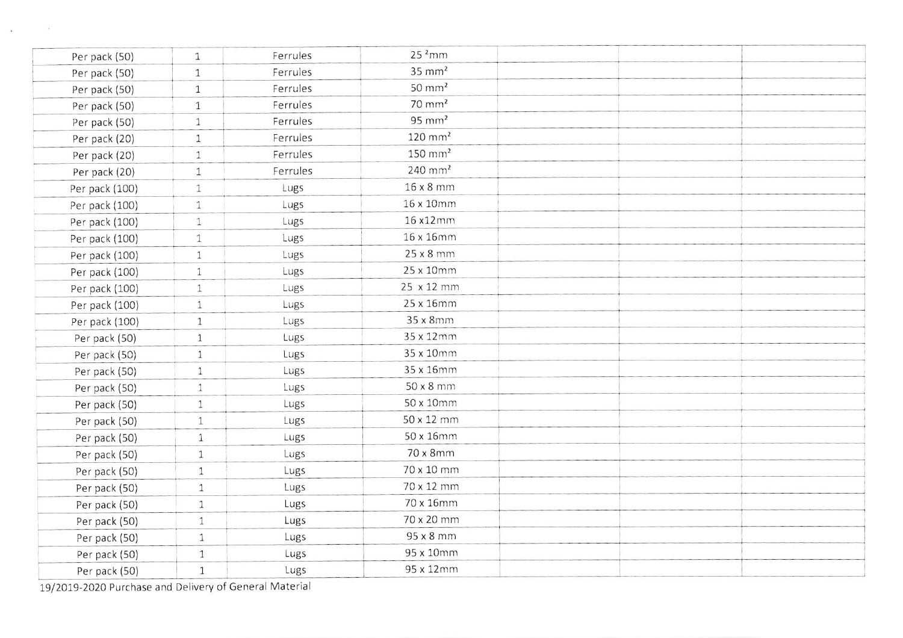| | | | | | | |
|---|---|---|---|---|---|---|
| Per pack (50) | 1 | Ferrules | 25 $^2$mm | | | |
| Per pack (50) | 1 | Ferrules | 35 $mm^2$ | | | |
| Per pack (50) | 1 | Ferrules | 50 $mm^2$ | | | |
| Per pack (50) | 1 | Ferrules | 70 $mm^2$ | | | |
| Per pack (50) | 1 | Ferrules | 95 $mm^2$ | | | |
| Per pack (20) | 1 | Ferrules | 120 $mm^2$ | | | |
| Per pack (20) | 1 | Ferrules | 150 $mm^2$ | | | |
| Per pack (20) | 1 | Ferrules | 240 $mm^2$ | | | |
| Per pack (100) | 1 | Lugs | 16 x 8 mm | | | |
| Per pack (100) | 1 | Lugs | 16 x 10mm | | | |
| Per pack (100) | 1 | Lugs | 16 x12mm | | | |
| Per pack (100) | 1 | Lugs | 16 x 16mm | | | |
| Per pack (100) | 1 | Lugs | 25 x 8 mm | | | |
| Per pack (100) | 1 | Lugs | 25 x 10mm | | | |
| Per pack (100) | 1 | Lugs | 25 x 12 mm | | | |
| Per pack (100) | 1 | Lugs | 25 x 16mm | | | |
| Per pack (100) | 1 | Lugs | 35 x 8mm | | | |
| Per pack (50) | 1 | Lugs | 35 x 12mm | | | |
| Per pack (50) | 1 | Lugs | 35 x 10mm | | | |
| Per pack (50) | 1 | Lugs | 35 x 16mm | | | |
| Per pack (50) | 1 | Lugs | 50 x 8 mm | | | |
| Per pack (50) | 1 | Lugs | 50 x 10mm | | | |
| Per pack (50) | 1 | Lugs | 50 x 12 mm | | | |
| Per pack (50) | 1 | Lugs | 50 x 16mm | | | |
| Per pack (50) | 1 | Lugs | 70 x 8mm | | | |
| Per pack (50) | 1 | Lugs | 70 x 10 mm | | | |
| Per pack (50) | 1 | Lugs | 70 x 12 mm | | | |
| Per pack (50) | 1 | Lugs | 70 x 16mm | | | |
| Per pack (50) | 1 | Lugs | 70 x 20 mm | | | |
| Per pack (50) | 1 | Lugs | 95 x 8 mm | | | |
| Per pack (50) | 1 | Lugs | 95 x 10mm | | | |
| Per pack (50) | 1 | Lugs | 95 x 12mm | | | |

19/2019-2020 Purchase and Delivery of General Material